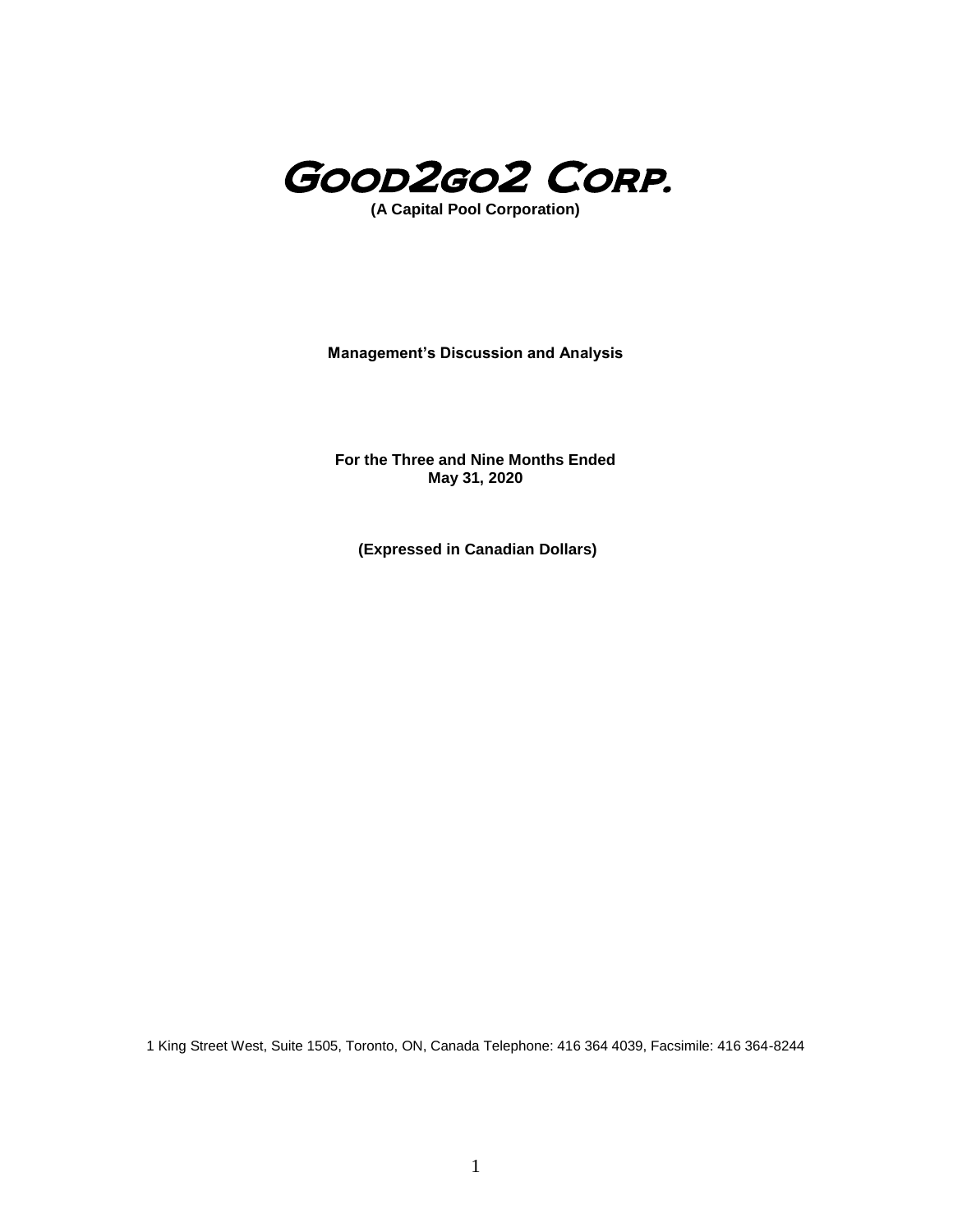# Good2go2 Corp.

**(A Capital Pool Corporation)**

**Management's Discussion and Analysis**

**For the Three and Nine Months Ended**
**May 31, 2020**

**(Expressed in Canadian Dollars)**

1 King Street West, Suite 1505, Toronto, ON, Canada Telephone: 416 364 4039, Facsimile: 416 364-8244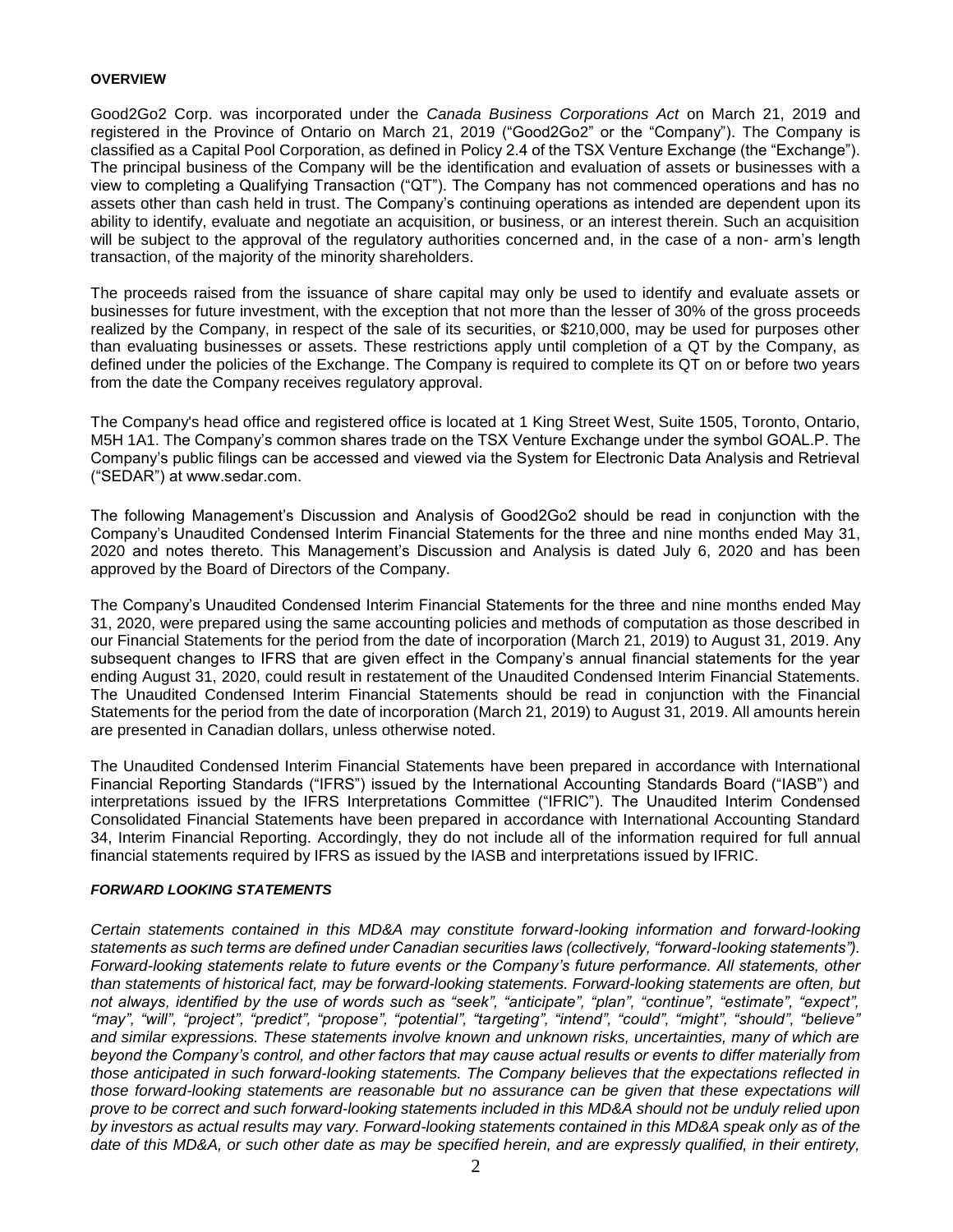**OVERVIEW**

Good2Go2 Corp. was incorporated under the *Canada Business Corporations Act* on March 21, 2019 and registered in the Province of Ontario on March 21, 2019 ("Good2Go2" or the "Company"). The Company is classified as a Capital Pool Corporation, as defined in Policy 2.4 of the TSX Venture Exchange (the "Exchange"). The principal business of the Company will be the identification and evaluation of assets or businesses with a view to completing a Qualifying Transaction ("QT"). The Company has not commenced operations and has no assets other than cash held in trust. The Company's continuing operations as intended are dependent upon its ability to identify, evaluate and negotiate an acquisition, or business, or an interest therein. Such an acquisition will be subject to the approval of the regulatory authorities concerned and, in the case of a non- arm's length transaction, of the majority of the minority shareholders.

The proceeds raised from the issuance of share capital may only be used to identify and evaluate assets or businesses for future investment, with the exception that not more than the lesser of 30% of the gross proceeds realized by the Company, in respect of the sale of its securities, or $210,000, may be used for purposes other than evaluating businesses or assets. These restrictions apply until completion of a QT by the Company, as defined under the policies of the Exchange. The Company is required to complete its QT on or before two years from the date the Company receives regulatory approval.

The Company's head office and registered office is located at 1 King Street West, Suite 1505, Toronto, Ontario, M5H 1A1. The Company's common shares trade on the TSX Venture Exchange under the symbol GOAL.P. The Company's public filings can be accessed and viewed via the System for Electronic Data Analysis and Retrieval ("SEDAR") at www.sedar.com.

The following Management's Discussion and Analysis of Good2Go2 should be read in conjunction with the Company's Unaudited Condensed Interim Financial Statements for the three and nine months ended May 31, 2020 and notes thereto. This Management's Discussion and Analysis is dated July 6, 2020 and has been approved by the Board of Directors of the Company.

The Company's Unaudited Condensed Interim Financial Statements for the three and nine months ended May 31, 2020, were prepared using the same accounting policies and methods of computation as those described in our Financial Statements for the period from the date of incorporation (March 21, 2019) to August 31, 2019. Any subsequent changes to IFRS that are given effect in the Company's annual financial statements for the year ending August 31, 2020, could result in restatement of the Unaudited Condensed Interim Financial Statements. The Unaudited Condensed Interim Financial Statements should be read in conjunction with the Financial Statements for the period from the date of incorporation (March 21, 2019) to August 31, 2019. All amounts herein are presented in Canadian dollars, unless otherwise noted.

The Unaudited Condensed Interim Financial Statements have been prepared in accordance with International Financial Reporting Standards ("IFRS") issued by the International Accounting Standards Board ("IASB") and interpretations issued by the IFRS Interpretations Committee ("IFRIC"). The Unaudited Interim Condensed Consolidated Financial Statements have been prepared in accordance with International Accounting Standard 34, Interim Financial Reporting. Accordingly, they do not include all of the information required for full annual financial statements required by IFRS as issued by the IASB and interpretations issued by IFRIC.

***FORWARD LOOKING STATEMENTS***

*Certain statements contained in this MD&A may constitute forward-looking information and forward-looking statements as such terms are defined under Canadian securities laws (collectively, "forward-looking statements"). Forward-looking statements relate to future events or the Company's future performance. All statements, other than statements of historical fact, may be forward-looking statements. Forward-looking statements are often, but not always, identified by the use of words such as "seek", "anticipate", "plan", "continue", "estimate", "expect", "may", "will", "project", "predict", "propose", "potential", "targeting", "intend", "could", "might", "should", "believe" and similar expressions. These statements involve known and unknown risks, uncertainties, many of which are beyond the Company's control, and other factors that may cause actual results or events to differ materially from those anticipated in such forward-looking statements. The Company believes that the expectations reflected in those forward-looking statements are reasonable but no assurance can be given that these expectations will prove to be correct and such forward-looking statements included in this MD&A should not be unduly relied upon by investors as actual results may vary. Forward-looking statements contained in this MD&A speak only as of the date of this MD&A, or such other date as may be specified herein, and are expressly qualified, in their entirety,*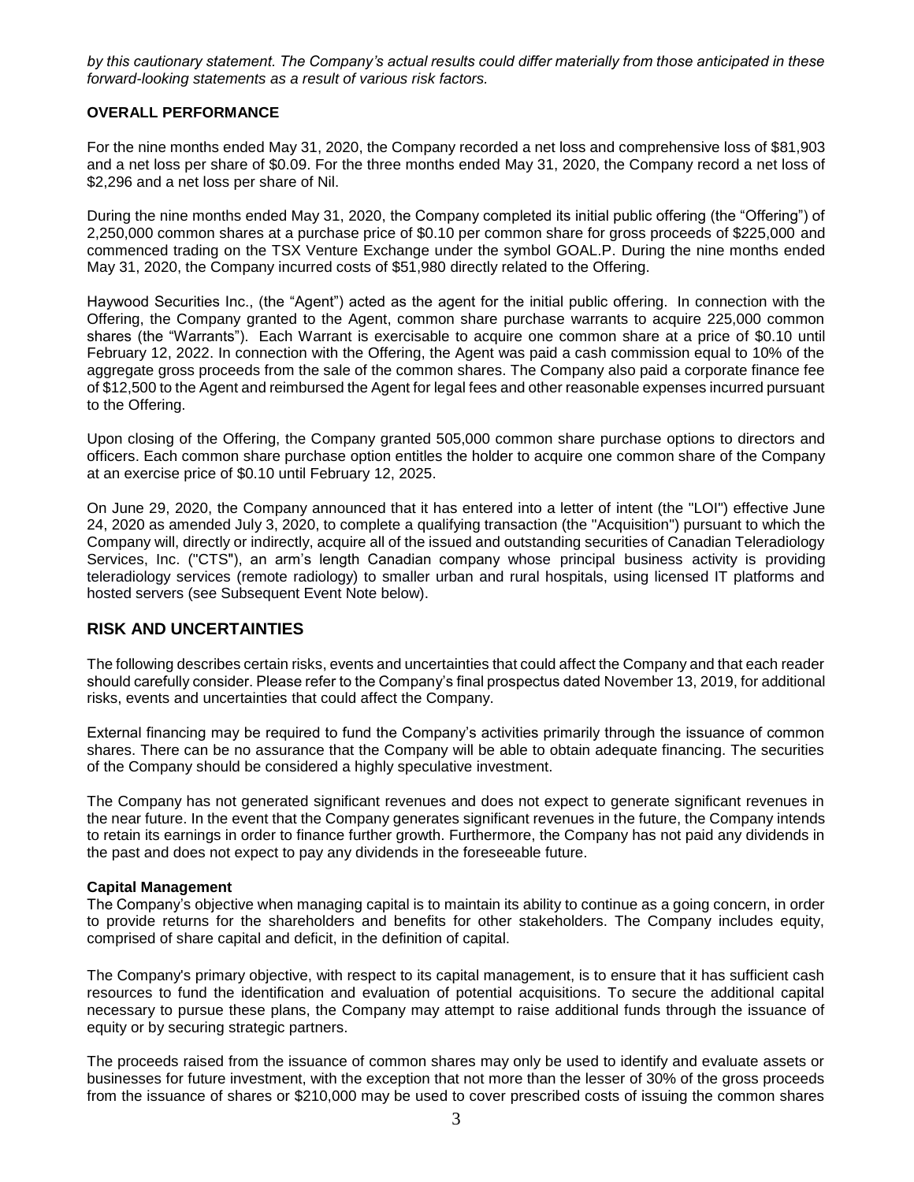*by this cautionary statement. The Company's actual results could differ materially from those anticipated in these forward-looking statements as a result of various risk factors.*

**OVERALL PERFORMANCE**

For the nine months ended May 31, 2020, the Company recorded a net loss and comprehensive loss of $81,903 and a net loss per share of $0.09. For the three months ended May 31, 2020, the Company record a net loss of $2,296 and a net loss per share of Nil.

During the nine months ended May 31, 2020, the Company completed its initial public offering (the "Offering") of 2,250,000 common shares at a purchase price of $0.10 per common share for gross proceeds of $225,000 and commenced trading on the TSX Venture Exchange under the symbol GOAL.P. During the nine months ended May 31, 2020, the Company incurred costs of $51,980 directly related to the Offering.

Haywood Securities Inc., (the "Agent") acted as the agent for the initial public offering. In connection with the Offering, the Company granted to the Agent, common share purchase warrants to acquire 225,000 common shares (the "Warrants"). Each Warrant is exercisable to acquire one common share at a price of $0.10 until February 12, 2022. In connection with the Offering, the Agent was paid a cash commission equal to 10% of the aggregate gross proceeds from the sale of the common shares. The Company also paid a corporate finance fee of $12,500 to the Agent and reimbursed the Agent for legal fees and other reasonable expenses incurred pursuant to the Offering.

Upon closing of the Offering, the Company granted 505,000 common share purchase options to directors and officers. Each common share purchase option entitles the holder to acquire one common share of the Company at an exercise price of $0.10 until February 12, 2025.

On June 29, 2020, the Company announced that it has entered into a letter of intent (the "LOI") effective June 24, 2020 as amended July 3, 2020, to complete a qualifying transaction (the "Acquisition") pursuant to which the Company will, directly or indirectly, acquire all of the issued and outstanding securities of Canadian Teleradiology Services, Inc. ("CTS"), an arm's length Canadian company whose principal business activity is providing teleradiology services (remote radiology) to smaller urban and rural hospitals, using licensed IT platforms and hosted servers (see Subsequent Event Note below).

## RISK AND UNCERTAINTIES

The following describes certain risks, events and uncertainties that could affect the Company and that each reader should carefully consider. Please refer to the Company's final prospectus dated November 13, 2019, for additional risks, events and uncertainties that could affect the Company.

External financing may be required to fund the Company's activities primarily through the issuance of common shares. There can be no assurance that the Company will be able to obtain adequate financing. The securities of the Company should be considered a highly speculative investment.

The Company has not generated significant revenues and does not expect to generate significant revenues in the near future. In the event that the Company generates significant revenues in the future, the Company intends to retain its earnings in order to finance further growth. Furthermore, the Company has not paid any dividends in the past and does not expect to pay any dividends in the foreseeable future.

**Capital Management**

The Company's objective when managing capital is to maintain its ability to continue as a going concern, in order to provide returns for the shareholders and benefits for other stakeholders. The Company includes equity, comprised of share capital and deficit, in the definition of capital.

The Company's primary objective, with respect to its capital management, is to ensure that it has sufficient cash resources to fund the identification and evaluation of potential acquisitions. To secure the additional capital necessary to pursue these plans, the Company may attempt to raise additional funds through the issuance of equity or by securing strategic partners.

The proceeds raised from the issuance of common shares may only be used to identify and evaluate assets or businesses for future investment, with the exception that not more than the lesser of 30% of the gross proceeds from the issuance of shares or $210,000 may be used to cover prescribed costs of issuing the common shares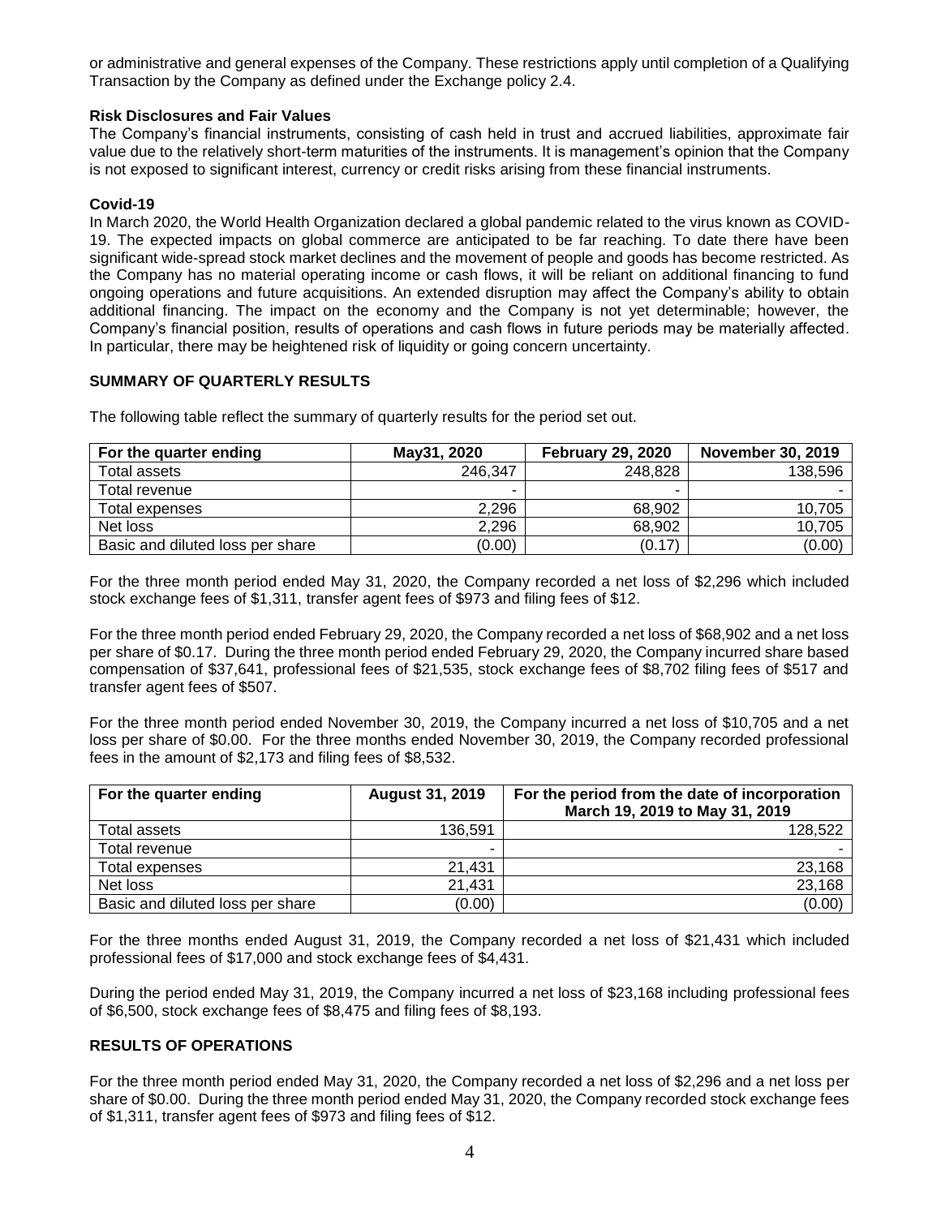or administrative and general expenses of the Company. These restrictions apply until completion of a Qualifying Transaction by the Company as defined under the Exchange policy 2.4.

**Risk Disclosures and Fair Values**

The Company's financial instruments, consisting of cash held in trust and accrued liabilities, approximate fair value due to the relatively short-term maturities of the instruments. It is management's opinion that the Company is not exposed to significant interest, currency or credit risks arising from these financial instruments.

**Covid-19**

In March 2020, the World Health Organization declared a global pandemic related to the virus known as COVID-19. The expected impacts on global commerce are anticipated to be far reaching. To date there have been significant wide-spread stock market declines and the movement of people and goods has become restricted. As the Company has no material operating income or cash flows, it will be reliant on additional financing to fund ongoing operations and future acquisitions. An extended disruption may affect the Company's ability to obtain additional financing. The impact on the economy and the Company is not yet determinable; however, the Company's financial position, results of operations and cash flows in future periods may be materially affected. In particular, there may be heightened risk of liquidity or going concern uncertainty.

## SUMMARY OF QUARTERLY RESULTS

The following table reflect the summary of quarterly results for the period set out.

| For the quarter ending | May31, 2020 | February 29, 2020 | November 30, 2019 |
|---|---|---|---|
| Total assets | 246,347 | 248,828 | 138,596 |
| Total revenue | - | - | - |
| Total expenses | 2,296 | 68,902 | 10,705 |
| Net loss | 2,296 | 68,902 | 10,705 |
| Basic and diluted loss per share | (0.00) | (0.17) | (0.00) |

For the three month period ended May 31, 2020, the Company recorded a net loss of $2,296 which included stock exchange fees of $1,311, transfer agent fees of $973 and filing fees of $12.

For the three month period ended February 29, 2020, the Company recorded a net loss of $68,902 and a net loss per share of $0.17. During the three month period ended February 29, 2020, the Company incurred share based compensation of $37,641, professional fees of $21,535, stock exchange fees of $8,702 filing fees of $517 and transfer agent fees of $507.

For the three month period ended November 30, 2019, the Company incurred a net loss of $10,705 and a net loss per share of $0.00. For the three months ended November 30, 2019, the Company recorded professional fees in the amount of $2,173 and filing fees of $8,532.

| For the quarter ending | August 31, 2019 | For the period from the date of incorporation March 19, 2019 to May 31, 2019 |
|---|---|---|
| Total assets | 136,591 | 128,522 |
| Total revenue | - | - |
| Total expenses | 21,431 | 23,168 |
| Net loss | 21,431 | 23,168 |
| Basic and diluted loss per share | (0.00) | (0.00) |

For the three months ended August 31, 2019, the Company recorded a net loss of $21,431 which included professional fees of $17,000 and stock exchange fees of $4,431.

During the period ended May 31, 2019, the Company incurred a net loss of $23,168 including professional fees of $6,500, stock exchange fees of $8,475 and filing fees of $8,193.

## RESULTS OF OPERATIONS

For the three month period ended May 31, 2020, the Company recorded a net loss of $2,296 and a net loss per share of $0.00. During the three month period ended May 31, 2020, the Company recorded stock exchange fees of $1,311, transfer agent fees of $973 and filing fees of $12.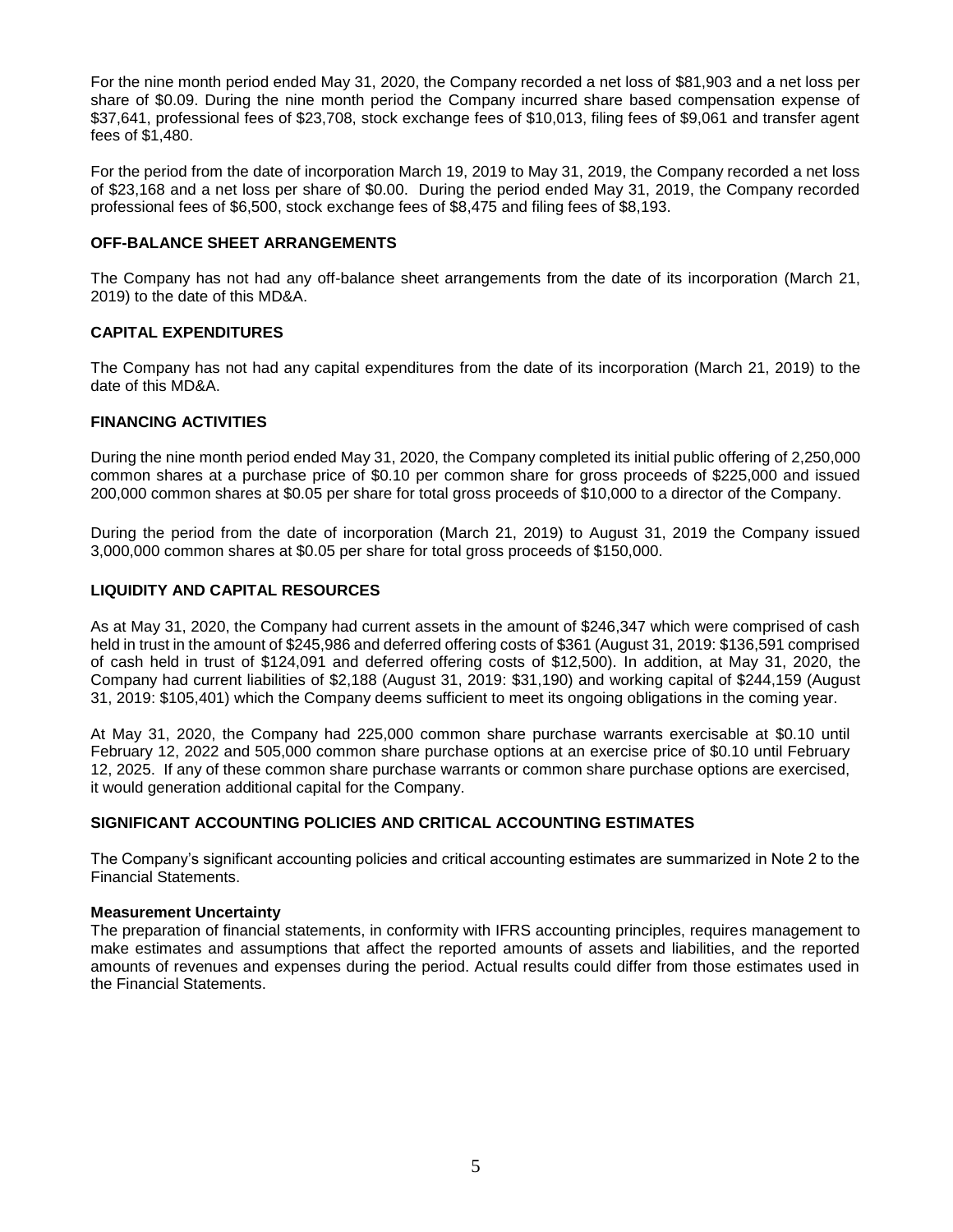For the nine month period ended May 31, 2020, the Company recorded a net loss of $81,903 and a net loss per share of $0.09. During the nine month period the Company incurred share based compensation expense of $37,641, professional fees of $23,708, stock exchange fees of $10,013, filing fees of $9,061 and transfer agent fees of $1,480.

For the period from the date of incorporation March 19, 2019 to May 31, 2019, the Company recorded a net loss of $23,168 and a net loss per share of $0.00. During the period ended May 31, 2019, the Company recorded professional fees of $6,500, stock exchange fees of $8,475 and filing fees of $8,193.

## OFF-BALANCE SHEET ARRANGEMENTS

The Company has not had any off-balance sheet arrangements from the date of its incorporation (March 21, 2019) to the date of this MD&A.

## CAPITAL EXPENDITURES

The Company has not had any capital expenditures from the date of its incorporation (March 21, 2019) to the date of this MD&A.

## FINANCING ACTIVITIES

During the nine month period ended May 31, 2020, the Company completed its initial public offering of 2,250,000 common shares at a purchase price of $0.10 per common share for gross proceeds of $225,000 and issued 200,000 common shares at $0.05 per share for total gross proceeds of $10,000 to a director of the Company.

During the period from the date of incorporation (March 21, 2019) to August 31, 2019 the Company issued 3,000,000 common shares at $0.05 per share for total gross proceeds of $150,000.

## LIQUIDITY AND CAPITAL RESOURCES

As at May 31, 2020, the Company had current assets in the amount of $246,347 which were comprised of cash held in trust in the amount of $245,986 and deferred offering costs of $361 (August 31, 2019: $136,591 comprised of cash held in trust of $124,091 and deferred offering costs of $12,500). In addition, at May 31, 2020, the Company had current liabilities of $2,188 (August 31, 2019: $31,190) and working capital of $244,159 (August 31, 2019: $105,401) which the Company deems sufficient to meet its ongoing obligations in the coming year.

At May 31, 2020, the Company had 225,000 common share purchase warrants exercisable at $0.10 until February 12, 2022 and 505,000 common share purchase options at an exercise price of $0.10 until February 12, 2025. If any of these common share purchase warrants or common share purchase options are exercised, it would generation additional capital for the Company.

## SIGNIFICANT ACCOUNTING POLICIES AND CRITICAL ACCOUNTING ESTIMATES

The Company's significant accounting policies and critical accounting estimates are summarized in Note 2 to the Financial Statements.

### Measurement Uncertainty

The preparation of financial statements, in conformity with IFRS accounting principles, requires management to make estimates and assumptions that affect the reported amounts of assets and liabilities, and the reported amounts of revenues and expenses during the period. Actual results could differ from those estimates used in the Financial Statements.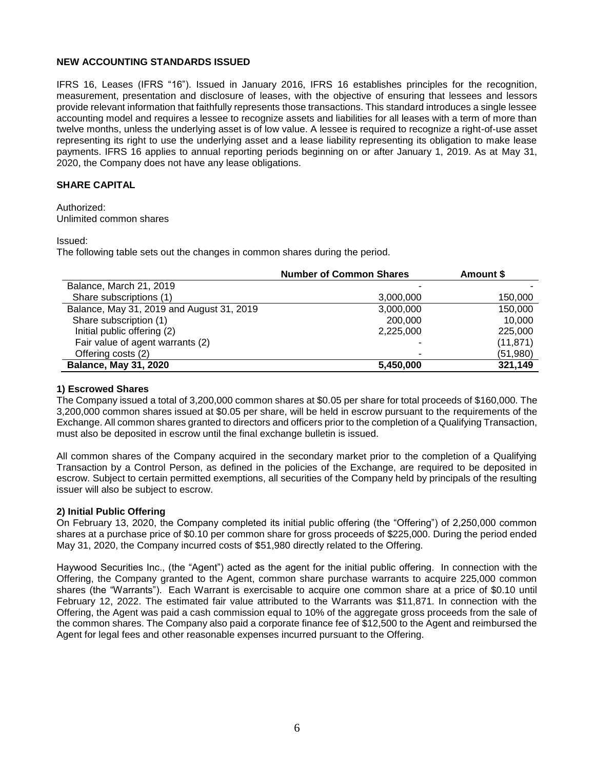## NEW ACCOUNTING STANDARDS ISSUED

IFRS 16, Leases (IFRS "16"). Issued in January 2016, IFRS 16 establishes principles for the recognition, measurement, presentation and disclosure of leases, with the objective of ensuring that lessees and lessors provide relevant information that faithfully represents those transactions. This standard introduces a single lessee accounting model and requires a lessee to recognize assets and liabilities for all leases with a term of more than twelve months, unless the underlying asset is of low value. A lessee is required to recognize a right-of-use asset representing its right to use the underlying asset and a lease liability representing its obligation to make lease payments. IFRS 16 applies to annual reporting periods beginning on or after January 1, 2019. As at May 31, 2020, the Company does not have any lease obligations.

## SHARE CAPITAL

Authorized:
Unlimited common shares

Issued:
The following table sets out the changes in common shares during the period.

| | Number of Common Shares | Amount $ |
|---|---|---|
| Balance, March 21, 2019 | - | - |
| Share subscriptions (1) | 3,000,000 | 150,000 |
| Balance, May 31, 2019 and August 31, 2019 | 3,000,000 | 150,000 |
| Share subscription (1) | 200,000 | 10,000 |
| Initial public offering (2) | 2,225,000 | 225,000 |
| Fair value of agent warrants (2) | - | (11,871) |
| Offering costs (2) | - | (51,980) |
| **Balance, May 31, 2020** | **5,450,000** | **321,149** |

### 1) Escrowed Shares

The Company issued a total of 3,200,000 common shares at $0.05 per share for total proceeds of $160,000. The 3,200,000 common shares issued at $0.05 per share, will be held in escrow pursuant to the requirements of the Exchange. All common shares granted to directors and officers prior to the completion of a Qualifying Transaction, must also be deposited in escrow until the final exchange bulletin is issued.

All common shares of the Company acquired in the secondary market prior to the completion of a Qualifying Transaction by a Control Person, as defined in the policies of the Exchange, are required to be deposited in escrow. Subject to certain permitted exemptions, all securities of the Company held by principals of the resulting issuer will also be subject to escrow.

### 2) Initial Public Offering

On February 13, 2020, the Company completed its initial public offering (the "Offering") of 2,250,000 common shares at a purchase price of $0.10 per common share for gross proceeds of $225,000. During the period ended May 31, 2020, the Company incurred costs of $51,980 directly related to the Offering.

Haywood Securities Inc., (the "Agent") acted as the agent for the initial public offering. In connection with the Offering, the Company granted to the Agent, common share purchase warrants to acquire 225,000 common shares (the "Warrants"). Each Warrant is exercisable to acquire one common share at a price of $0.10 until February 12, 2022. The estimated fair value attributed to the Warrants was $11,871. In connection with the Offering, the Agent was paid a cash commission equal to 10% of the aggregate gross proceeds from the sale of the common shares. The Company also paid a corporate finance fee of $12,500 to the Agent and reimbursed the Agent for legal fees and other reasonable expenses incurred pursuant to the Offering.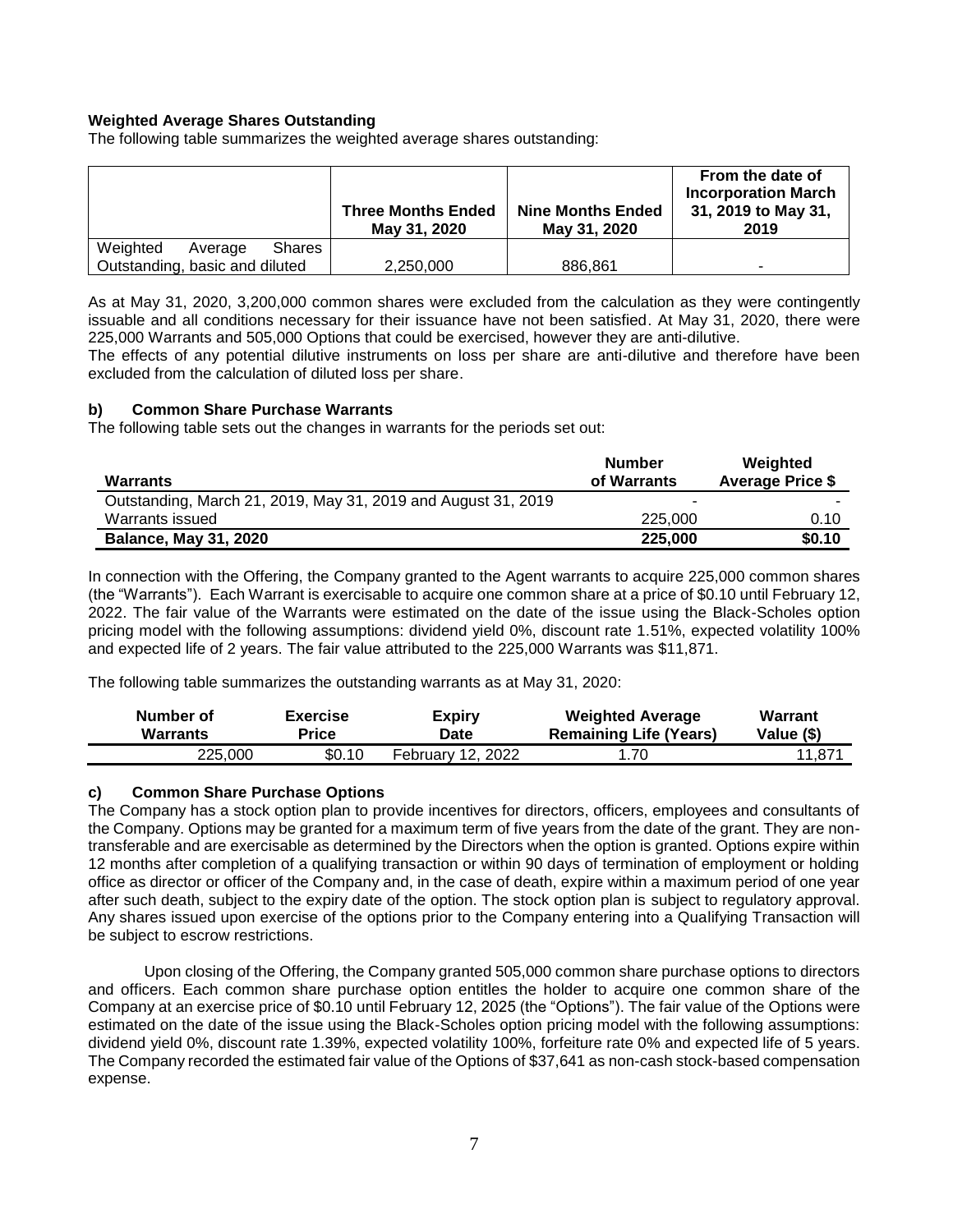**Weighted Average Shares Outstanding**

The following table summarizes the weighted average shares outstanding:

| | Three Months Ended May 31, 2020 | Nine Months Ended May 31, 2020 | From the date of Incorporation March 31, 2019 to May 31, 2019 |
|---|---|---|---|
| Weighted Average Shares Outstanding, basic and diluted | 2,250,000 | 886,861 | - |

As at May 31, 2020, 3,200,000 common shares were excluded from the calculation as they were contingently issuable and all conditions necessary for their issuance have not been satisfied. At May 31, 2020, there were 225,000 Warrants and 505,000 Options that could be exercised, however they are anti-dilutive.

The effects of any potential dilutive instruments on loss per share are anti-dilutive and therefore have been excluded from the calculation of diluted loss per share.

### b) Common Share Purchase Warrants

The following table sets out the changes in warrants for the periods set out:

| Warrants | Number of Warrants | Weighted Average Price $ |
|---|---|---|
| Outstanding, March 21, 2019, May 31, 2019 and August 31, 2019 | - | - |
| Warrants issued | 225,000 | 0.10 |
| **Balance, May 31, 2020** | **225,000** | **$0.10** |

In connection with the Offering, the Company granted to the Agent warrants to acquire 225,000 common shares (the "Warrants"). Each Warrant is exercisable to acquire one common share at a price of $0.10 until February 12, 2022. The fair value of the Warrants were estimated on the date of the issue using the Black-Scholes option pricing model with the following assumptions: dividend yield 0%, discount rate 1.51%, expected volatility 100% and expected life of 2 years. The fair value attributed to the 225,000 Warrants was $11,871.

The following table summarizes the outstanding warrants as at May 31, 2020:

| Number of Warrants | Exercise Price | Expiry Date | Weighted Average Remaining Life (Years) | Warrant Value ($) |
|---|---|---|---|---|
| 225,000 | $0.10 | February 12, 2022 | 1.70 | 11,871 |

### c) Common Share Purchase Options

The Company has a stock option plan to provide incentives for directors, officers, employees and consultants of the Company. Options may be granted for a maximum term of five years from the date of the grant. They are non-transferable and are exercisable as determined by the Directors when the option is granted. Options expire within 12 months after completion of a qualifying transaction or within 90 days of termination of employment or holding office as director or officer of the Company and, in the case of death, expire within a maximum period of one year after such death, subject to the expiry date of the option. The stock option plan is subject to regulatory approval. Any shares issued upon exercise of the options prior to the Company entering into a Qualifying Transaction will be subject to escrow restrictions.

Upon closing of the Offering, the Company granted 505,000 common share purchase options to directors and officers. Each common share purchase option entitles the holder to acquire one common share of the Company at an exercise price of $0.10 until February 12, 2025 (the "Options"). The fair value of the Options were estimated on the date of the issue using the Black-Scholes option pricing model with the following assumptions: dividend yield 0%, discount rate 1.39%, expected volatility 100%, forfeiture rate 0% and expected life of 5 years. The Company recorded the estimated fair value of the Options of $37,641 as non-cash stock-based compensation expense.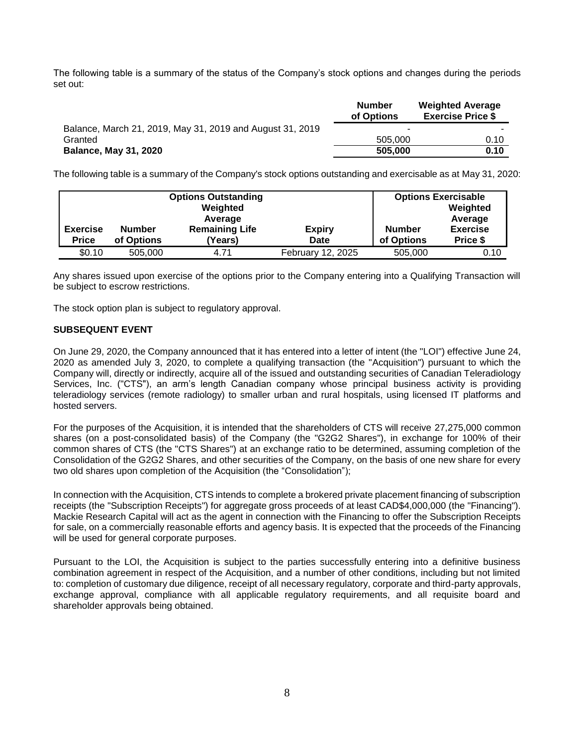The following table is a summary of the status of the Company's stock options and changes during the periods set out:

| | Number of Options | Weighted Average Exercise Price $ |
|---|---|---|
| Balance, March 21, 2019, May 31, 2019 and August 31, 2019 | - | - |
| Granted | 505,000 | 0.10 |
| **Balance, May 31, 2020** | **505,000** | **0.10** |

The following table is a summary of the Company's stock options outstanding and exercisable as at May 31, 2020:

| Options Outstanding | | | | Options Exercisable | |
|---|---|---|---|---|---|
| Exercise Price | Number of Options | Weighted Average Remaining Life (Years) | Expiry Date | Number of Options | Weighted Average Exercise Price $ |
| $0.10 | 505,000 | 4.71 | February 12, 2025 | 505,000 | 0.10 |

Any shares issued upon exercise of the options prior to the Company entering into a Qualifying Transaction will be subject to escrow restrictions.

The stock option plan is subject to regulatory approval.

## SUBSEQUENT EVENT

On June 29, 2020, the Company announced that it has entered into a letter of intent (the "LOI") effective June 24, 2020 as amended July 3, 2020, to complete a qualifying transaction (the "Acquisition") pursuant to which the Company will, directly or indirectly, acquire all of the issued and outstanding securities of Canadian Teleradiology Services, Inc. ("CTS"), an arm's length Canadian company whose principal business activity is providing teleradiology services (remote radiology) to smaller urban and rural hospitals, using licensed IT platforms and hosted servers.

For the purposes of the Acquisition, it is intended that the shareholders of CTS will receive 27,275,000 common shares (on a post-consolidated basis) of the Company (the "G2G2 Shares"), in exchange for 100% of their common shares of CTS (the "CTS Shares") at an exchange ratio to be determined, assuming completion of the Consolidation of the G2G2 Shares, and other securities of the Company, on the basis of one new share for every two old shares upon completion of the Acquisition (the "Consolidation");

In connection with the Acquisition, CTS intends to complete a brokered private placement financing of subscription receipts (the "Subscription Receipts") for aggregate gross proceeds of at least CAD$4,000,000 (the "Financing"). Mackie Research Capital will act as the agent in connection with the Financing to offer the Subscription Receipts for sale, on a commercially reasonable efforts and agency basis. It is expected that the proceeds of the Financing will be used for general corporate purposes.

Pursuant to the LOI, the Acquisition is subject to the parties successfully entering into a definitive business combination agreement in respect of the Acquisition, and a number of other conditions, including but not limited to: completion of customary due diligence, receipt of all necessary regulatory, corporate and third-party approvals, exchange approval, compliance with all applicable regulatory requirements, and all requisite board and shareholder approvals being obtained.